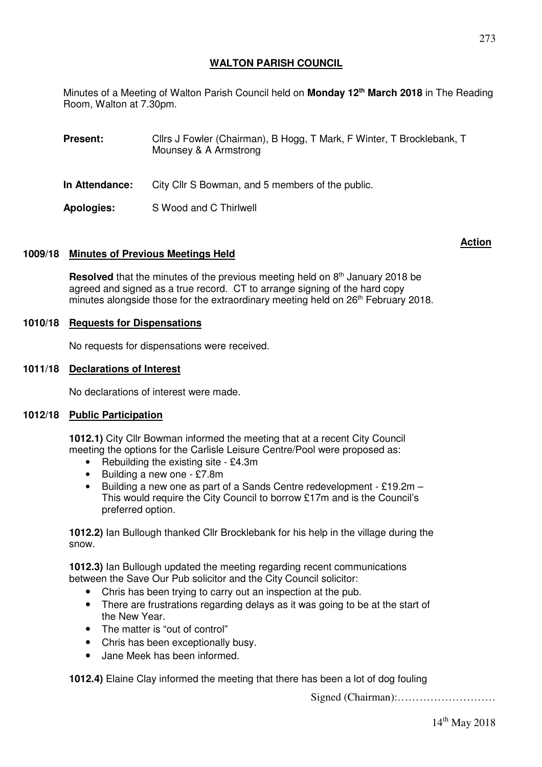# WALTON PARISH COUNCIL

Minutes of a Meeting of Walton Parish Council held on **Monday 12th March 2018** in The Reading Room, Walton at 7.30pm.

**Present:** Cllrs J Fowler (Chairman), B Hogg, T Mark, F Winter, T Brocklebank, T Mounsey & A Armstrong

**In Attendance:** City Cllr S Bowman, and 5 members of the public.

**Apologies:** S Wood and C Thirlwell

**Action**

## 1009/18 Minutes of Previous Meetings Held

**Resolved** that the minutes of the previous meeting held on 8th January 2018 be agreed and signed as a true record. CT to arrange signing of the hard copy minutes alongside those for the extraordinary meeting held on 26th February 2018.

## 1010/18 Requests for Dispensations

No requests for dispensations were received.

## 1011/18 Declarations of Interest

No declarations of interest were made.

## 1012/18 Public Participation

**1012.1)** City Cllr Bowman informed the meeting that at a recent City Council meeting the options for the Carlisle Leisure Centre/Pool were proposed as:

- Rebuilding the existing site - £4.3m
- Building a new one - £7.8m
- Building a new one as part of a Sands Centre redevelopment - £19.2m – This would require the City Council to borrow £17m and is the Council's preferred option.

**1012.2)** Ian Bullough thanked Cllr Brocklebank for his help in the village during the snow.

**1012.3)** Ian Bullough updated the meeting regarding recent communications between the Save Our Pub solicitor and the City Council solicitor:

- Chris has been trying to carry out an inspection at the pub.
- There are frustrations regarding delays as it was going to be at the start of the New Year.
- The matter is "out of control"
- Chris has been exceptionally busy.
- Jane Meek has been informed.

**1012.4)** Elaine Clay informed the meeting that there has been a lot of dog fouling

Signed (Chairman):………………………

14th May 2018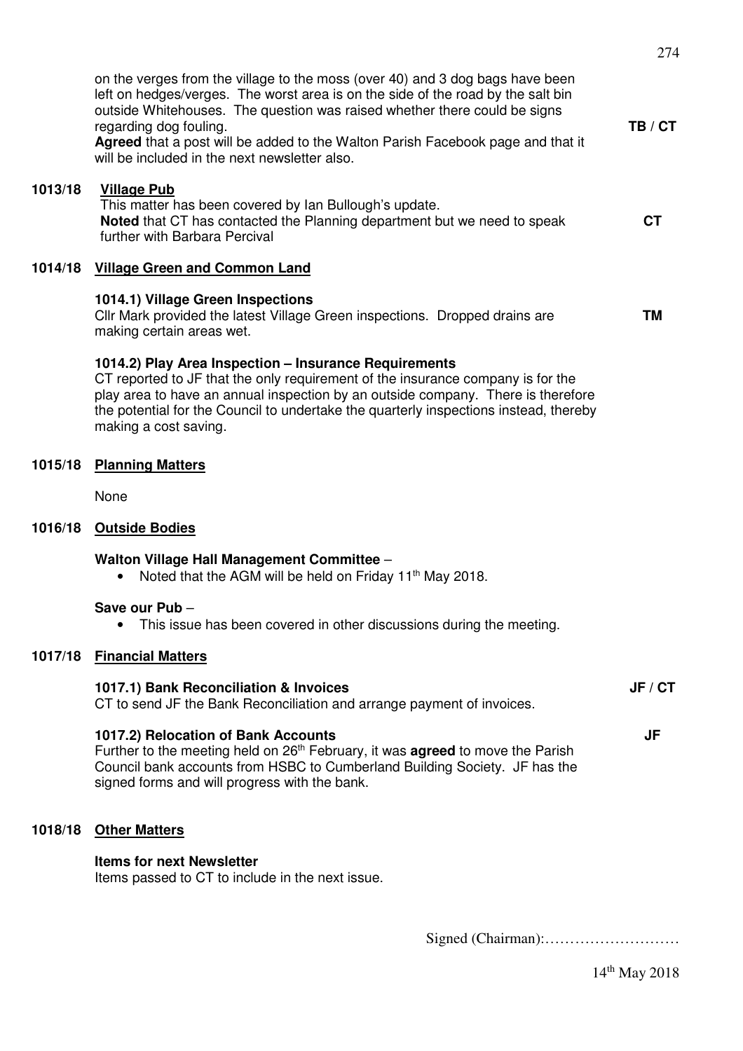on the verges from the village to the moss (over 40) and 3 dog bags have been left on hedges/verges. The worst area is on the side of the road by the salt bin outside Whitehouses. The question was raised whether there could be signs regarding dog fouling. **TB / CT**

**Agreed** that a post will be added to the Walton Parish Facebook page and that it will be included in the next newsletter also.

## 1013/18 Village Pub

This matter has been covered by Ian Bullough's update.

**Noted** that CT has contacted the Planning department but we need to speak further with Barbara Percival **CT**

## 1014/18 Village Green and Common Land

### 1014.1) Village Green Inspections

Cllr Mark provided the latest Village Green inspections. Dropped drains are making certain areas wet. **TM**

### 1014.2) Play Area Inspection – Insurance Requirements

CT reported to JF that the only requirement of the insurance company is for the play area to have an annual inspection by an outside company. There is therefore the potential for the Council to undertake the quarterly inspections instead, thereby making a cost saving.

## 1015/18 Planning Matters

None

## 1016/18 Outside Bodies

**Walton Village Hall Management Committee** –

- Noted that the AGM will be held on Friday 11th May 2018.

**Save our Pub** –

- This issue has been covered in other discussions during the meeting.

## 1017/18 Financial Matters

### 1017.1) Bank Reconciliation & Invoices **JF / CT**

CT to send JF the Bank Reconciliation and arrange payment of invoices.

### 1017.2) Relocation of Bank Accounts **JF**

Further to the meeting held on 26th February, it was **agreed** to move the Parish Council bank accounts from HSBC to Cumberland Building Society. JF has the signed forms and will progress with the bank.

## 1018/18 Other Matters

**Items for next Newsletter**

Items passed to CT to include in the next issue.

Signed (Chairman):………………………

14th May 2018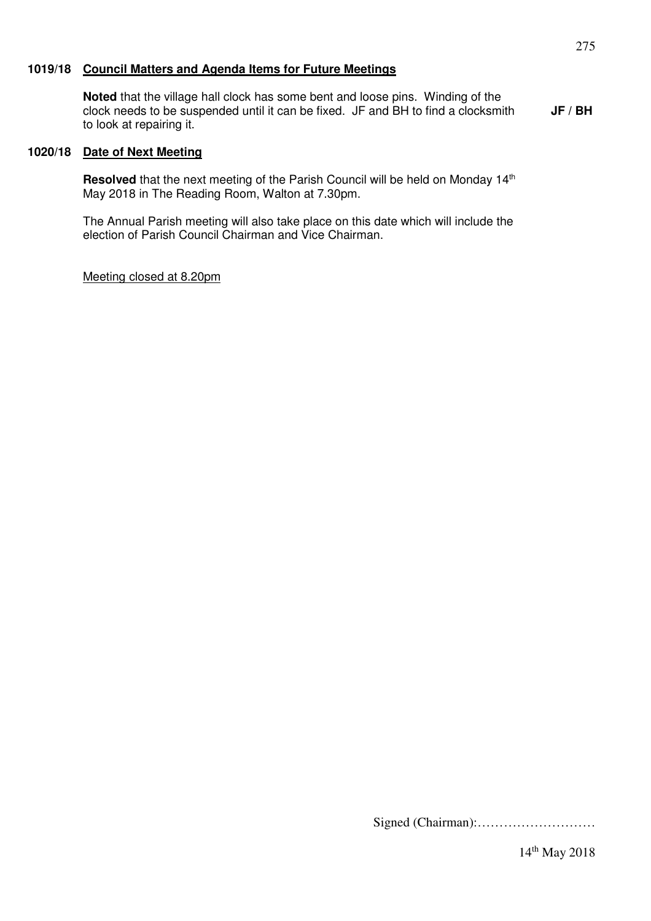**1019/18 Council Matters and Agenda Items for Future Meetings**

**Noted** that the village hall clock has some bent and loose pins. Winding of the clock needs to be suspended until it can be fixed. JF and BH to find a clocksmith to look at repairing it. **JF / BH**

**1020/18 Date of Next Meeting**

**Resolved** that the next meeting of the Parish Council will be held on Monday 14th May 2018 in The Reading Room, Walton at 7.30pm.

The Annual Parish meeting will also take place on this date which will include the election of Parish Council Chairman and Vice Chairman.

Meeting closed at 8.20pm

Signed (Chairman):………………………

14th May 2018